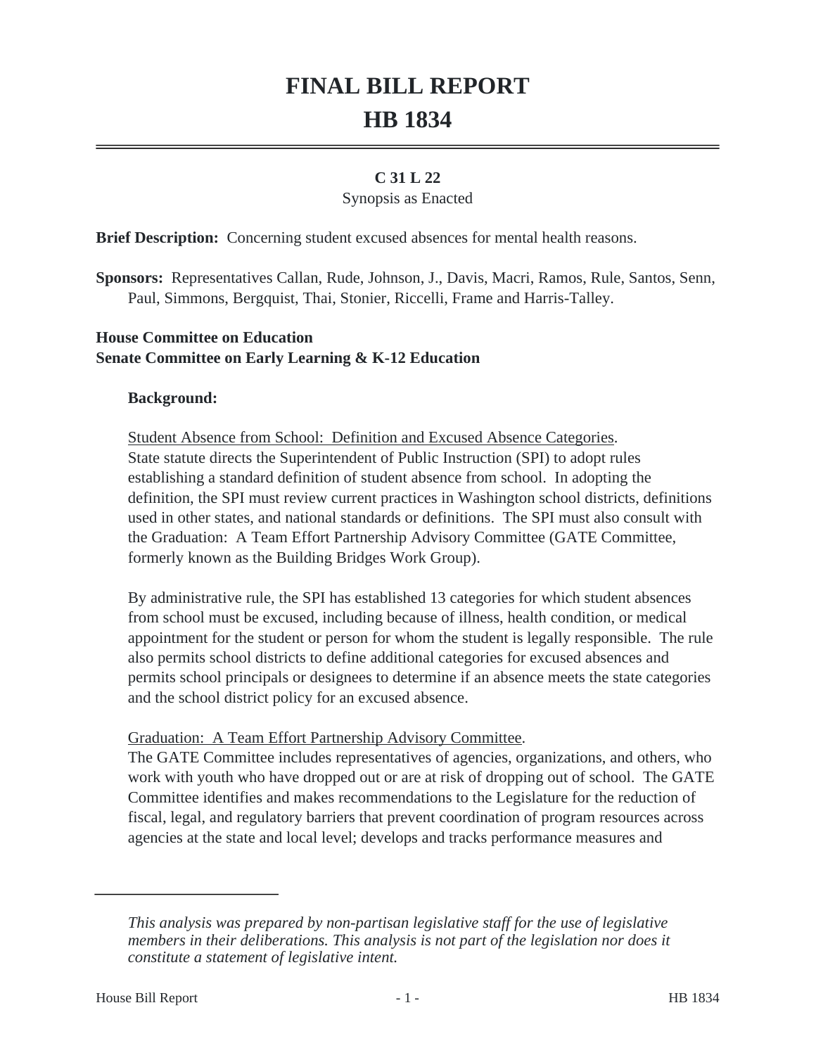# FINAL BILL REPORT
# HB 1834

**C 31 L 22**

Synopsis as Enacted

**Brief Description:** Concerning student excused absences for mental health reasons.

**Sponsors:** Representatives Callan, Rude, Johnson, J., Davis, Macri, Ramos, Rule, Santos, Senn, Paul, Simmons, Bergquist, Thai, Stonier, Riccelli, Frame and Harris-Talley.

**House Committee on Education**
**Senate Committee on Early Learning & K-12 Education**

**Background:**

Student Absence from School: Definition and Excused Absence Categories.
State statute directs the Superintendent of Public Instruction (SPI) to adopt rules establishing a standard definition of student absence from school. In adopting the definition, the SPI must review current practices in Washington school districts, definitions used in other states, and national standards or definitions. The SPI must also consult with the Graduation: A Team Effort Partnership Advisory Committee (GATE Committee, formerly known as the Building Bridges Work Group).

By administrative rule, the SPI has established 13 categories for which student absences from school must be excused, including because of illness, health condition, or medical appointment for the student or person for whom the student is legally responsible. The rule also permits school districts to define additional categories for excused absences and permits school principals or designees to determine if an absence meets the state categories and the school district policy for an excused absence.

Graduation: A Team Effort Partnership Advisory Committee.
The GATE Committee includes representatives of agencies, organizations, and others, who work with youth who have dropped out or are at risk of dropping out of school. The GATE Committee identifies and makes recommendations to the Legislature for the reduction of fiscal, legal, and regulatory barriers that prevent coordination of program resources across agencies at the state and local level; develops and tracks performance measures and

---

*This analysis was prepared by non-partisan legislative staff for the use of legislative members in their deliberations. This analysis is not part of the legislation nor does it constitute a statement of legislative intent.*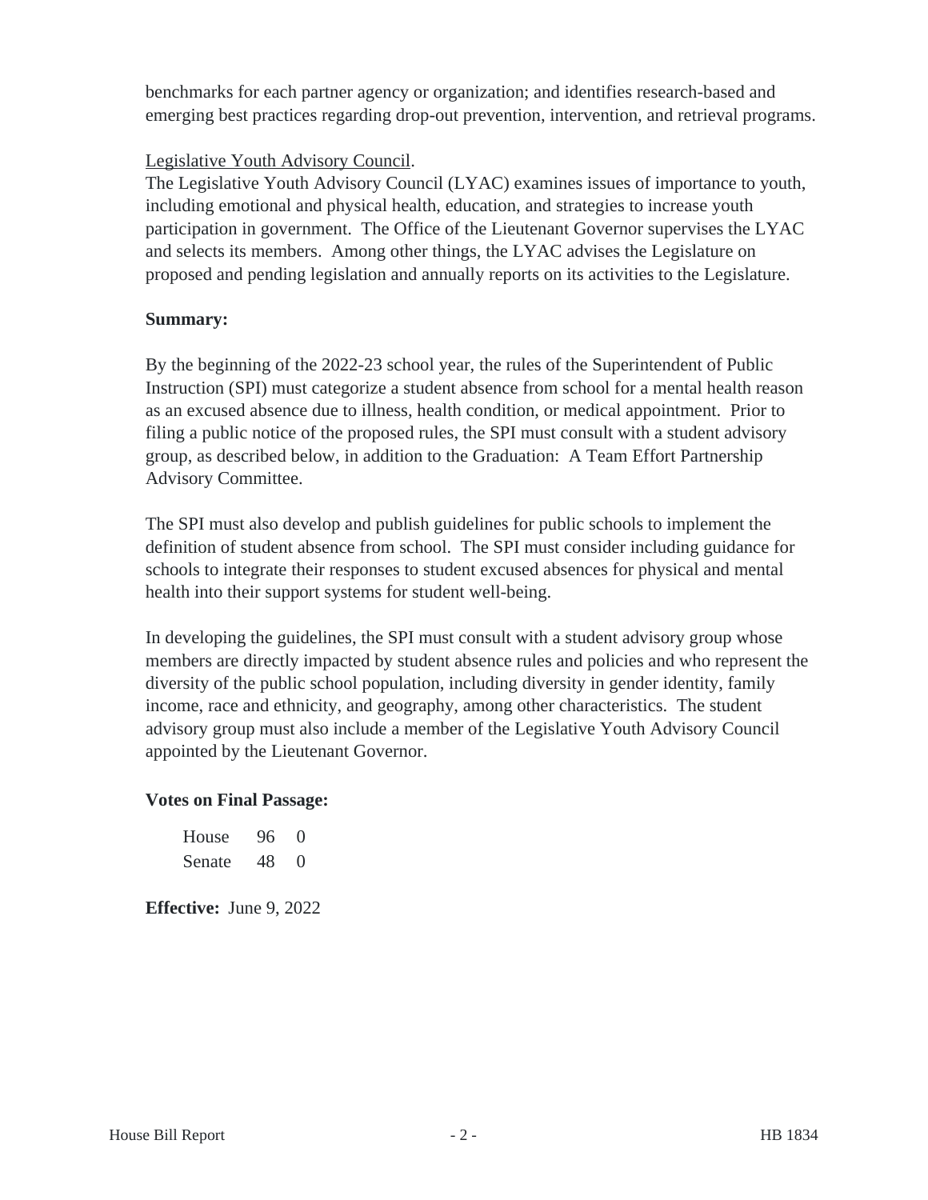benchmarks for each partner agency or organization; and identifies research-based and emerging best practices regarding drop-out prevention, intervention, and retrieval programs.

Legislative Youth Advisory Council.

The Legislative Youth Advisory Council (LYAC) examines issues of importance to youth, including emotional and physical health, education, and strategies to increase youth participation in government. The Office of the Lieutenant Governor supervises the LYAC and selects its members. Among other things, the LYAC advises the Legislature on proposed and pending legislation and annually reports on its activities to the Legislature.

**Summary:**

By the beginning of the 2022-23 school year, the rules of the Superintendent of Public Instruction (SPI) must categorize a student absence from school for a mental health reason as an excused absence due to illness, health condition, or medical appointment. Prior to filing a public notice of the proposed rules, the SPI must consult with a student advisory group, as described below, in addition to the Graduation: A Team Effort Partnership Advisory Committee.

The SPI must also develop and publish guidelines for public schools to implement the definition of student absence from school. The SPI must consider including guidance for schools to integrate their responses to student excused absences for physical and mental health into their support systems for student well-being.

In developing the guidelines, the SPI must consult with a student advisory group whose members are directly impacted by student absence rules and policies and who represent the diversity of the public school population, including diversity in gender identity, family income, race and ethnicity, and geography, among other characteristics. The student advisory group must also include a member of the Legislative Youth Advisory Council appointed by the Lieutenant Governor.

**Votes on Final Passage:**

| | | |
|---|---|---|
| House | 96 | 0 |
| Senate | 48 | 0 |

**Effective:** June 9, 2022